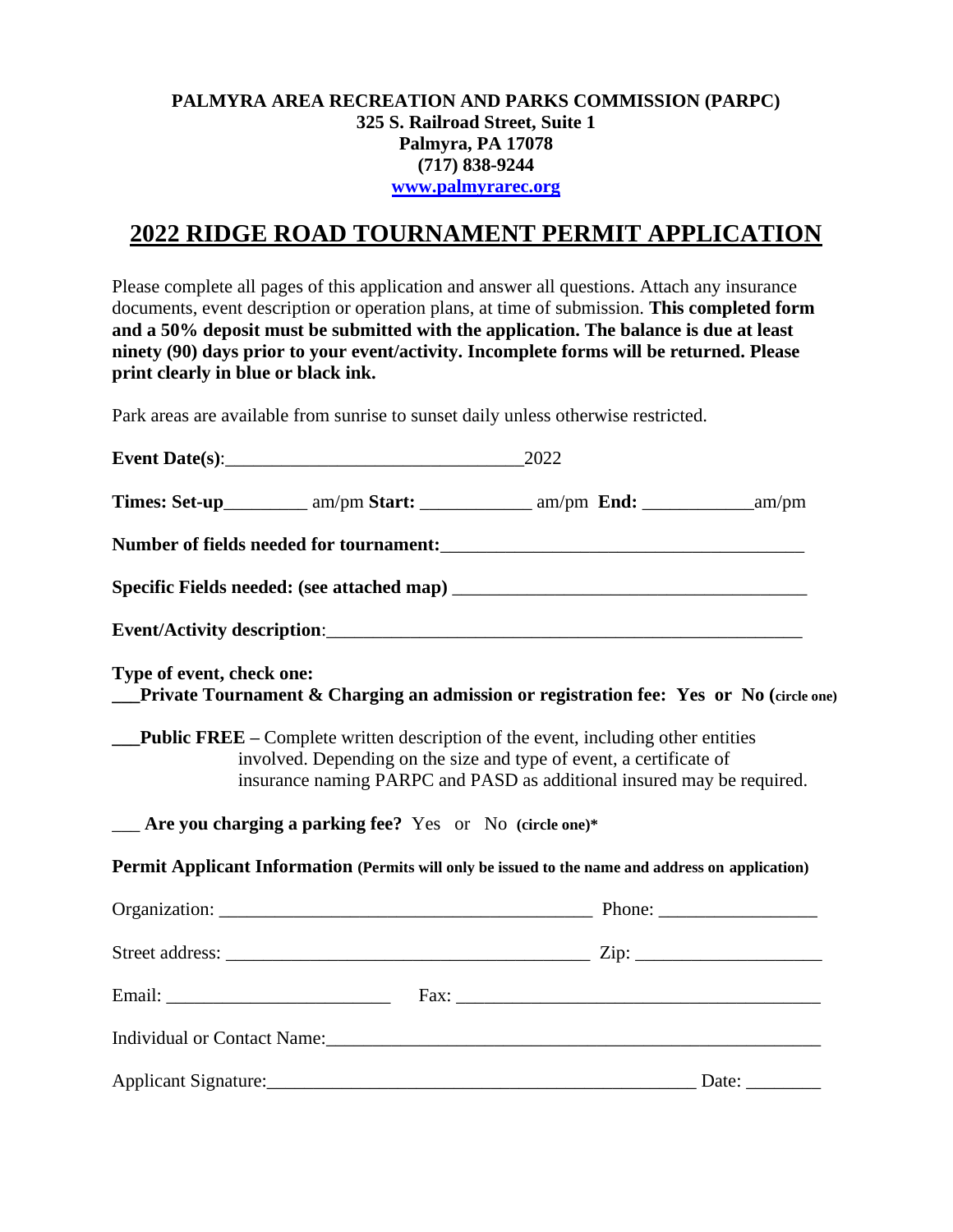**PALMYRA AREA RECREATION AND PARKS COMMISSION (PARPC)**
**325 S. Railroad Street, Suite 1**
**Palmyra, PA 17078**
**(717) 838-9244**
**www.palmyrarec.org**

# 2022 RIDGE ROAD TOURNAMENT PERMIT APPLICATION

Please complete all pages of this application and answer all questions. Attach any insurance documents, event description or operation plans, at time of submission. **This completed form and a 50% deposit must be submitted with the application. The balance is due at least ninety (90) days prior to your event/activity. Incomplete forms will be returned. Please print clearly in blue or black ink.**

Park areas are available from sunrise to sunset daily unless otherwise restricted.

**Event Date(s)**:________________________________2022

**Times: Set-up**_________ am/pm **Start:** ____________ am/pm **End:** ____________am/pm

**Number of fields needed for tournament:**______________________________________

**Specific Fields needed: (see attached map)** ____________________________________

**Event/Activity description**:____________________________________________________

**Type of event, check one:**

**___Private Tournament & Charging an admission or registration fee: Yes or No (circle one)**

**___Public FREE** – Complete written description of the event, including other entities involved. Depending on the size and type of event, a certificate of insurance naming PARPC and PASD as additional insured may be required.

___ **Are you charging a parking fee?** Yes or No **(circle one)***

**Permit Applicant Information (Permits will only be issued to the name and address on application)**

Organization: ________________________________________ Phone: _________________

Street address: _______________________________________ Zip: ____________________

Email: ________________________ Fax: ________________________________________

Individual or Contact Name:_______________________________________________________

Applicant Signature:______________________________________________ Date: ________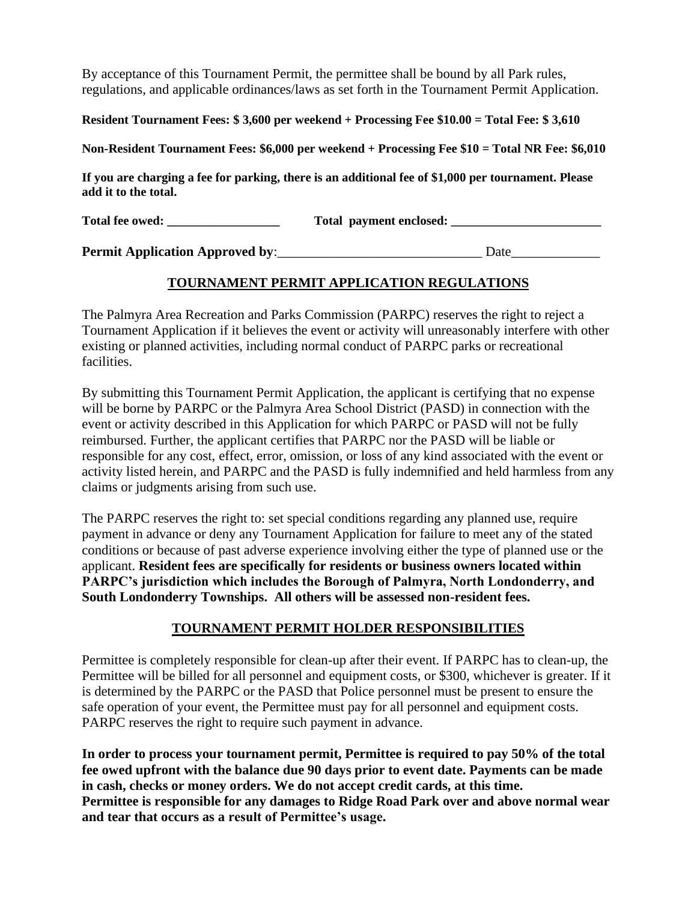By acceptance of this Tournament Permit, the permittee shall be bound by all Park rules, regulations, and applicable ordinances/laws as set forth in the Tournament Permit Application.

**Resident Tournament Fees: $ 3,600 per weekend + Processing Fee $10.00 = Total Fee: $ 3,610**

**Non-Resident Tournament Fees: $6,000 per weekend + Processing Fee $10 = Total NR Fee: $6,010**

**If you are charging a fee for parking, there is an additional fee of $1,000 per tournament. Please add it to the total.**

**Total fee owed: __________________ Total payment enclosed: ________________________**

**Permit Application Approved by**:______________________________ Date_____________

## TOURNAMENT PERMIT APPLICATION REGULATIONS

The Palmyra Area Recreation and Parks Commission (PARPC) reserves the right to reject a Tournament Application if it believes the event or activity will unreasonably interfere with other existing or planned activities, including normal conduct of PARPC parks or recreational facilities.

By submitting this Tournament Permit Application, the applicant is certifying that no expense will be borne by PARPC or the Palmyra Area School District (PASD) in connection with the event or activity described in this Application for which PARPC or PASD will not be fully reimbursed. Further, the applicant certifies that PARPC nor the PASD will be liable or responsible for any cost, effect, error, omission, or loss of any kind associated with the event or activity listed herein, and PARPC and the PASD is fully indemnified and held harmless from any claims or judgments arising from such use.

The PARPC reserves the right to: set special conditions regarding any planned use, require payment in advance or deny any Tournament Application for failure to meet any of the stated conditions or because of past adverse experience involving either the type of planned use or the applicant. **Resident fees are specifically for residents or business owners located within PARPC's jurisdiction which includes the Borough of Palmyra, North Londonderry, and South Londonderry Townships. All others will be assessed non-resident fees.**

## TOURNAMENT PERMIT HOLDER RESPONSIBILITIES

Permittee is completely responsible for clean-up after their event. If PARPC has to clean-up, the Permittee will be billed for all personnel and equipment costs, or $300, whichever is greater. If it is determined by the PARPC or the PASD that Police personnel must be present to ensure the safe operation of your event, the Permittee must pay for all personnel and equipment costs. PARPC reserves the right to require such payment in advance.

**In order to process your tournament permit, Permittee is required to pay 50% of the total fee owed upfront with the balance due 90 days prior to event date. Payments can be made in cash, checks or money orders. We do not accept credit cards, at this time.**
**Permittee is responsible for any damages to Ridge Road Park over and above normal wear and tear that occurs as a result of Permittee's usage.**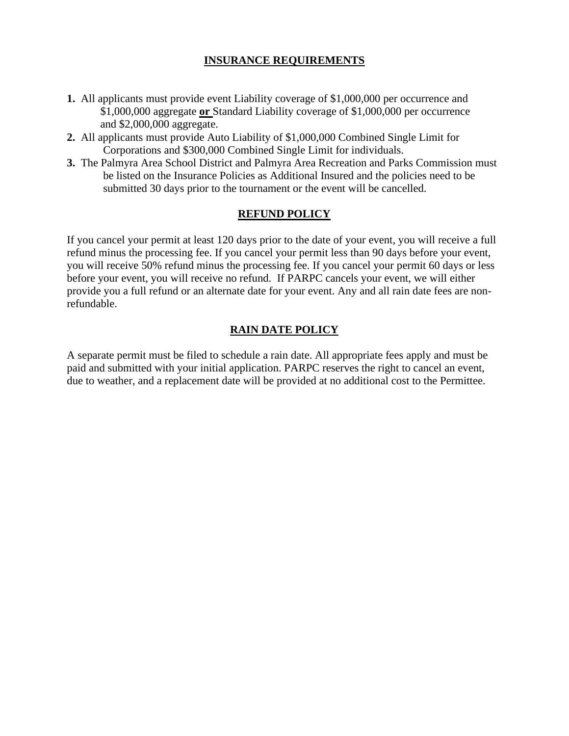## INSURANCE REQUIREMENTS

1. All applicants must provide event Liability coverage of $1,000,000 per occurrence and $1,000,000 aggregate **or** Standard Liability coverage of $1,000,000 per occurrence and $2,000,000 aggregate.
2. All applicants must provide Auto Liability of $1,000,000 Combined Single Limit for Corporations and $300,000 Combined Single Limit for individuals.
3. The Palmyra Area School District and Palmyra Area Recreation and Parks Commission must be listed on the Insurance Policies as Additional Insured and the policies need to be submitted 30 days prior to the tournament or the event will be cancelled.

## REFUND POLICY

If you cancel your permit at least 120 days prior to the date of your event, you will receive a full refund minus the processing fee. If you cancel your permit less than 90 days before your event, you will receive 50% refund minus the processing fee. If you cancel your permit 60 days or less before your event, you will receive no refund. If PARPC cancels your event, we will either provide you a full refund or an alternate date for your event. Any and all rain date fees are non-refundable.

## RAIN DATE POLICY

A separate permit must be filed to schedule a rain date. All appropriate fees apply and must be paid and submitted with your initial application. PARPC reserves the right to cancel an event, due to weather, and a replacement date will be provided at no additional cost to the Permittee.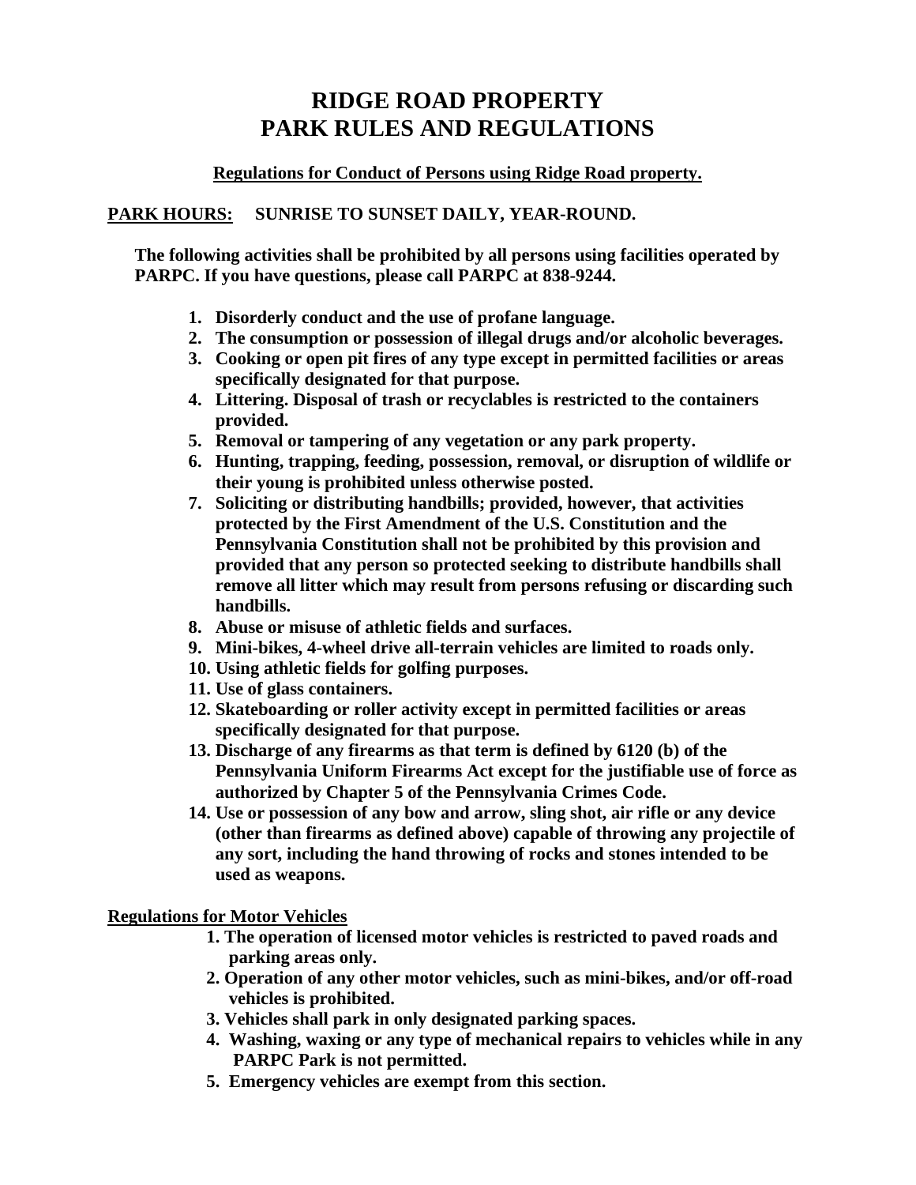# RIDGE ROAD PROPERTY
# PARK RULES AND REGULATIONS

**Regulations for Conduct of Persons using Ridge Road property.**

**PARK HOURS:** **SUNRISE TO SUNSET DAILY, YEAR-ROUND.**

**The following activities shall be prohibited by all persons using facilities operated by PARPC. If you have questions, please call PARPC at 838-9244.**

1. **Disorderly conduct and the use of profane language.**
2. **The consumption or possession of illegal drugs and/or alcoholic beverages.**
3. **Cooking or open pit fires of any type except in permitted facilities or areas specifically designated for that purpose.**
4. **Littering. Disposal of trash or recyclables is restricted to the containers provided.**
5. **Removal or tampering of any vegetation or any park property.**
6. **Hunting, trapping, feeding, possession, removal, or disruption of wildlife or their young is prohibited unless otherwise posted.**
7. **Soliciting or distributing handbills; provided, however, that activities protected by the First Amendment of the U.S. Constitution and the Pennsylvania Constitution shall not be prohibited by this provision and provided that any person so protected seeking to distribute handbills shall remove all litter which may result from persons refusing or discarding such handbills.**
8. **Abuse or misuse of athletic fields and surfaces.**
9. **Mini-bikes, 4-wheel drive all-terrain vehicles are limited to roads only.**
10. **Using athletic fields for golfing purposes.**
11. **Use of glass containers.**
12. **Skateboarding or roller activity except in permitted facilities or areas specifically designated for that purpose.**
13. **Discharge of any firearms as that term is defined by 6120 (b) of the Pennsylvania Uniform Firearms Act except for the justifiable use of force as authorized by Chapter 5 of the Pennsylvania Crimes Code.**
14. **Use or possession of any bow and arrow, sling shot, air rifle or any device (other than firearms as defined above) capable of throwing any projectile of any sort, including the hand throwing of rocks and stones intended to be used as weapons.**

**Regulations for Motor Vehicles**

1. **The operation of licensed motor vehicles is restricted to paved roads and parking areas only.**
2. **Operation of any other motor vehicles, such as mini-bikes, and/or off-road vehicles is prohibited.**
3. **Vehicles shall park in only designated parking spaces.**
4. **Washing, waxing or any type of mechanical repairs to vehicles while in any PARPC Park is not permitted.**
5. **Emergency vehicles are exempt from this section.**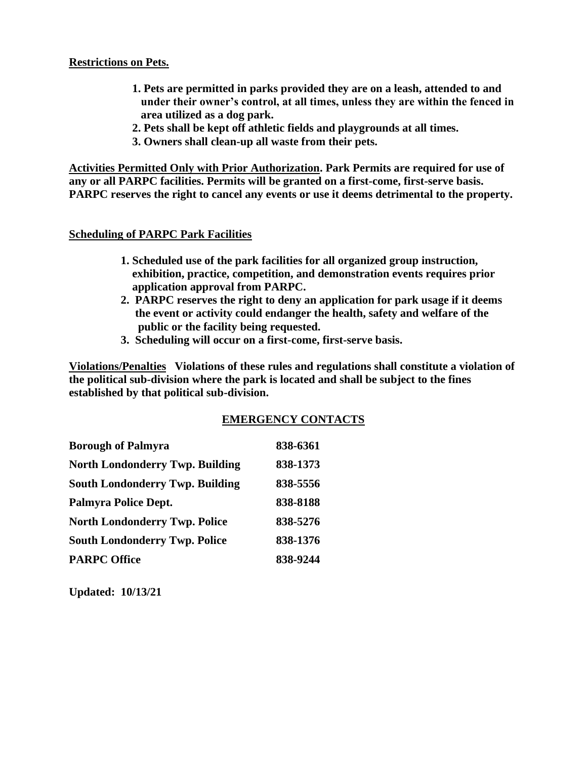**Restrictions on Pets.**

1. **Pets are permitted in parks provided they are on a leash, attended to and under their owner's control, at all times, unless they are within the fenced in area utilized as a dog park.**
2. **Pets shall be kept off athletic fields and playgrounds at all times.**
3. **Owners shall clean-up all waste from their pets.**

**Activities Permitted Only with Prior Authorization. Park Permits are required for use of any or all PARPC facilities. Permits will be granted on a first-come, first-serve basis. PARPC reserves the right to cancel any events or use it deems detrimental to the property.**

**Scheduling of PARPC Park Facilities**

1. **Scheduled use of the park facilities for all organized group instruction, exhibition, practice, competition, and demonstration events requires prior application approval from PARPC.**
2. **PARPC reserves the right to deny an application for park usage if it deems the event or activity could endanger the health, safety and welfare of the public or the facility being requested.**
3. **Scheduling will occur on a first-come, first-serve basis.**

**Violations/Penalties Violations of these rules and regulations shall constitute a violation of the political sub-division where the park is located and shall be subject to the fines established by that political sub-division.**

## EMERGENCY CONTACTS

| | |
|---|---|
| **Borough of Palmyra** | **838-6361** |
| **North Londonderry Twp. Building** | **838-1373** |
| **South Londonderry Twp. Building** | **838-5556** |
| **Palmyra Police Dept.** | **838-8188** |
| **North Londonderry Twp. Police** | **838-5276** |
| **South Londonderry Twp. Police** | **838-1376** |
| **PARPC Office** | **838-9244** |

**Updated: 10/13/21**